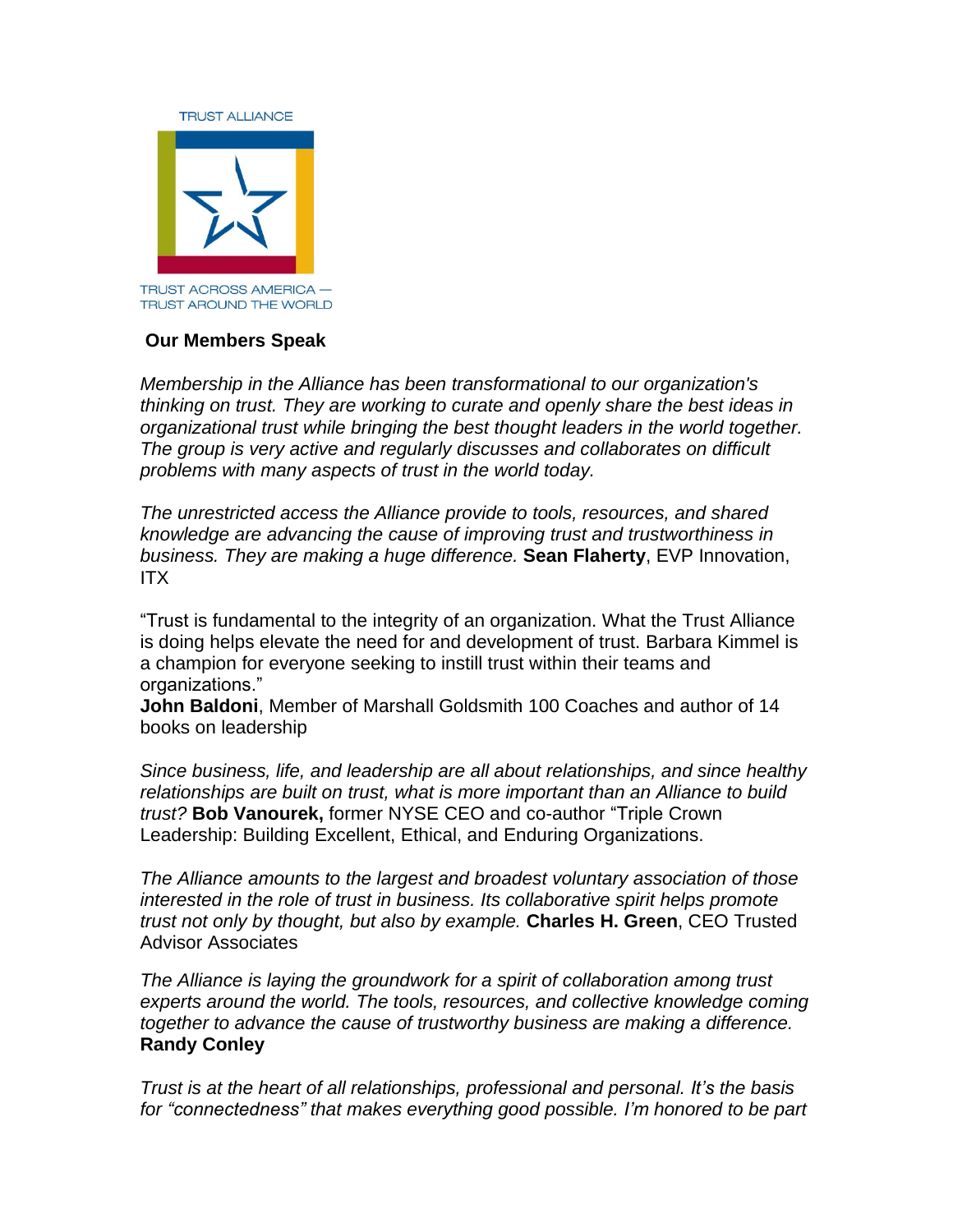TRUST ALLIANCE

TRUST ACROSS AMERICA — TRUST AROUND THE WORLD

**Our Members Speak**

*Membership in the Alliance has been transformational to our organization's thinking on trust. They are working to curate and openly share the best ideas in organizational trust while bringing the best thought leaders in the world together. The group is very active and regularly discusses and collaborates on difficult problems with many aspects of trust in the world today.*

*The unrestricted access the Alliance provide to tools, resources, and shared knowledge are advancing the cause of improving trust and trustworthiness in business. They are making a huge difference.* **Sean Flaherty**, EVP Innovation, ITX

"Trust is fundamental to the integrity of an organization. What the Trust Alliance is doing helps elevate the need for and development of trust. Barbara Kimmel is a champion for everyone seeking to instill trust within their teams and organizations."
**John Baldoni**, Member of Marshall Goldsmith 100 Coaches and author of 14 books on leadership

*Since business, life, and leadership are all about relationships, and since healthy relationships are built on trust, what is more important than an Alliance to build trust?* **Bob Vanourek,** former NYSE CEO and co-author "Triple Crown Leadership: Building Excellent, Ethical, and Enduring Organizations.

*The Alliance amounts to the largest and broadest voluntary association of those interested in the role of trust in business. Its collaborative spirit helps promote trust not only by thought, but also by example.* **Charles H. Green**, CEO Trusted Advisor Associates

*The Alliance is laying the groundwork for a spirit of collaboration among trust experts around the world. The tools, resources, and collective knowledge coming together to advance the cause of trustworthy business are making a difference.* **Randy Conley**

*Trust is at the heart of all relationships, professional and personal. It's the basis for "connectedness" that makes everything good possible. I'm honored to be part*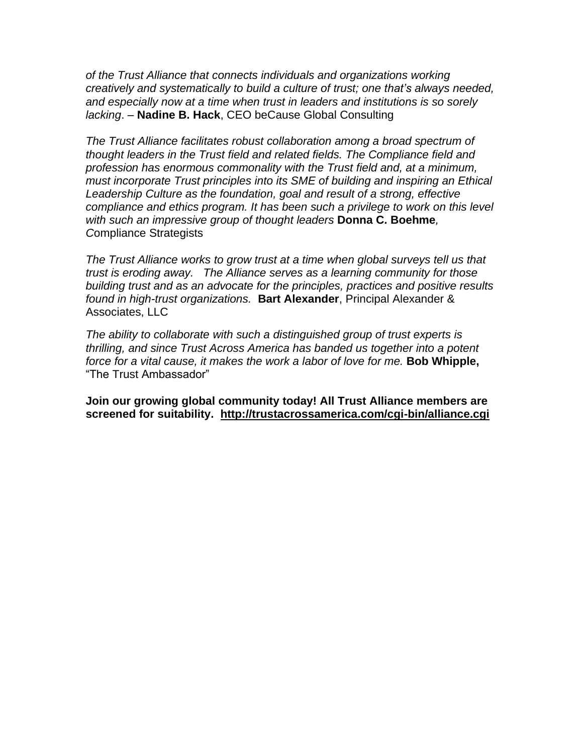*of the Trust Alliance that connects individuals and organizations working creatively and systematically to build a culture of trust; one that's always needed, and especially now at a time when trust in leaders and institutions is so sorely lacking*. – **Nadine B. Hack**, CEO beCause Global Consulting

*The Trust Alliance facilitates robust collaboration among a broad spectrum of thought leaders in the Trust field and related fields. The Compliance field and profession has enormous commonality with the Trust field and, at a minimum, must incorporate Trust principles into its SME of building and inspiring an Ethical Leadership Culture as the foundation, goal and result of a strong, effective compliance and ethics program. It has been such a privilege to work on this level with such an impressive group of thought leaders* **Donna C. Boehme***, C*ompliance Strategists

*The Trust Alliance works to grow trust at a time when global surveys tell us that trust is eroding away. The Alliance serves as a learning community for those building trust and as an advocate for the principles, practices and positive results found in high-trust organizations.* **Bart Alexander**, Principal Alexander & Associates, LLC

*The ability to collaborate with such a distinguished group of trust experts is thrilling, and since Trust Across America has banded us together into a potent force for a vital cause, it makes the work a labor of love for me.* **Bob Whipple,** "The Trust Ambassador"

**Join our growing global community today! All Trust Alliance members are screened for suitability. http://trustacrossamerica.com/cgi-bin/alliance.cgi**